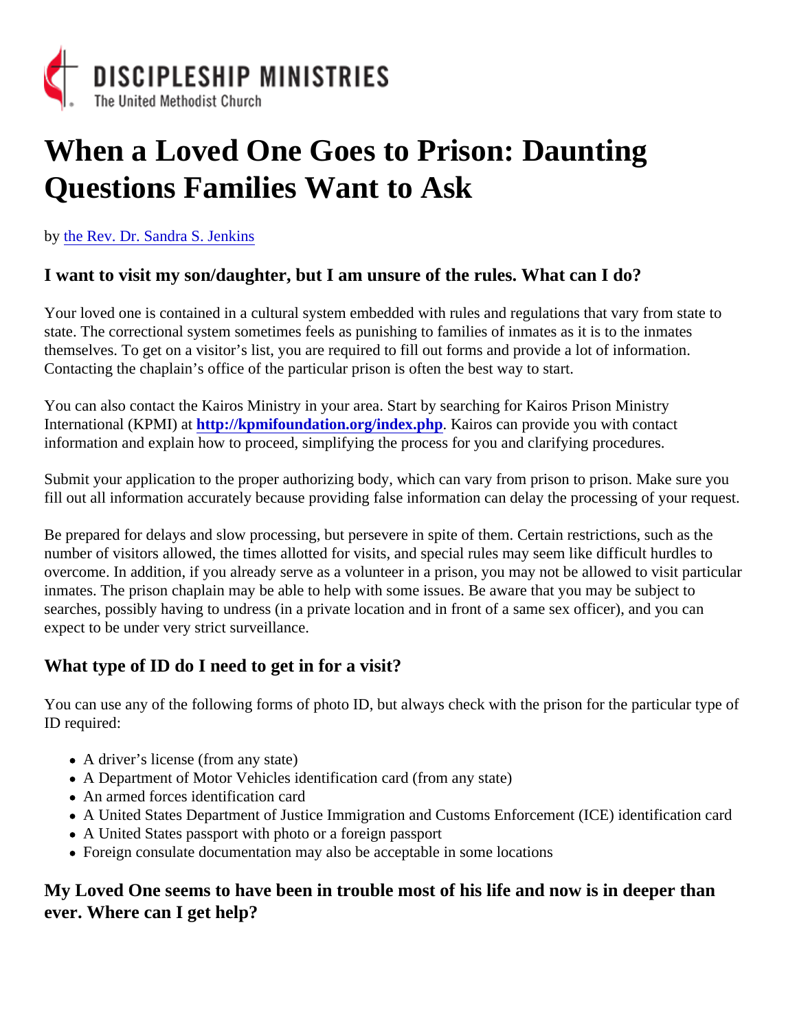DISCIPLESHIP MINISTRIES
The United Methodist Church

# When a Loved One Goes to Prison: Daunting Questions Families Want to Ask

by [the Rev. Dr. Sandra S. Jenkins]

## I want to visit my son/daughter, but I am unsure of the rules. What can I do?

Your loved one is contained in a cultural system embedded with rules and regulations that vary from state to state. The correctional system sometimes feels as punishing to families of inmates as it is to the inmates themselves. To get on a visitor's list, you are required to fill out forms and provide a lot of information. Contacting the chaplain's office of the particular prison is often the best way to start.

You can also contact the Kairos Ministry in your area. Start by searching for Kairos Prison Ministry International (KPMI) at **http://kpmifoundation.org/index.php**. Kairos can provide you with contact information and explain how to proceed, simplifying the process for you and clarifying procedures.

Submit your application to the proper authorizing body, which can vary from prison to prison. Make sure you fill out all information accurately because providing false information can delay the processing of your request.

Be prepared for delays and slow processing, but persevere in spite of them. Certain restrictions, such as the number of visitors allowed, the times allotted for visits, and special rules may seem like difficult hurdles to overcome. In addition, if you already serve as a volunteer in a prison, you may not be allowed to visit particular inmates. The prison chaplain may be able to help with some issues. Be aware that you may be subject to searches, possibly having to undress (in a private location and in front of a same sex officer), and you can expect to be under very strict surveillance.

## What type of ID do I need to get in for a visit?

You can use any of the following forms of photo ID, but always check with the prison for the particular type of ID required:

- A driver's license (from any state)
- A Department of Motor Vehicles identification card (from any state)
- An armed forces identification card
- A United States Department of Justice Immigration and Customs Enforcement (ICE) identification card
- A United States passport with photo or a foreign passport
- Foreign consulate documentation may also be acceptable in some locations

## My Loved One seems to have been in trouble most of his life and now is in deeper than ever. Where can I get help?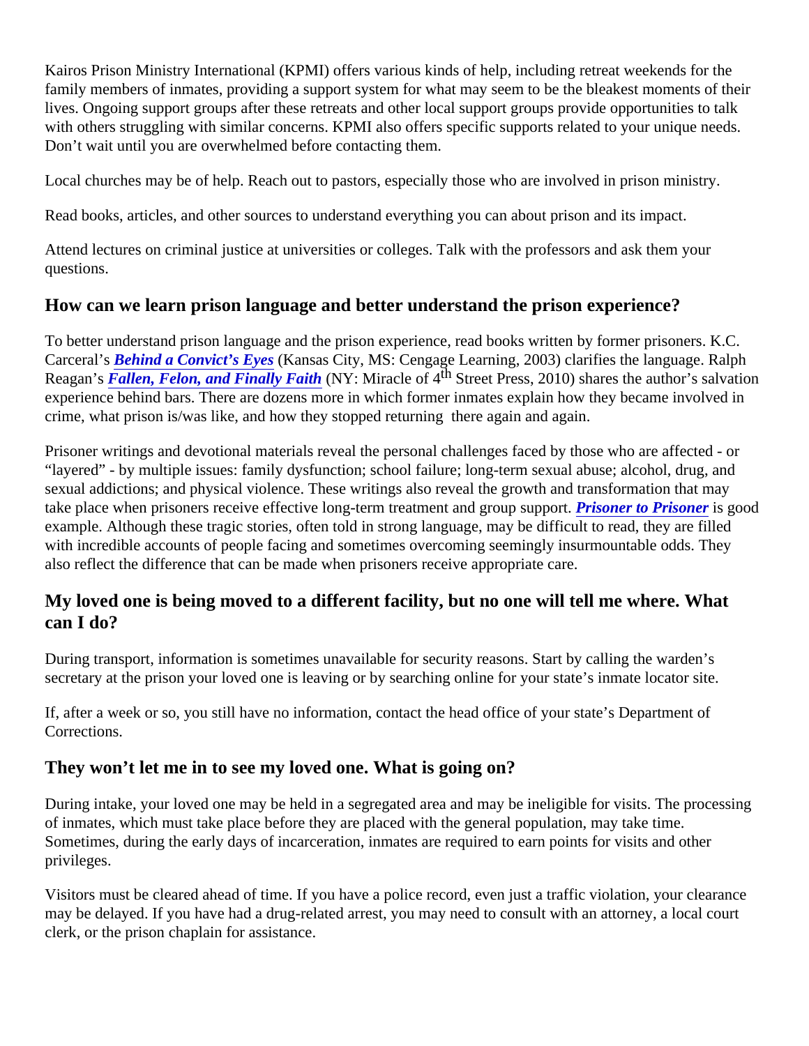Kairos Prison Ministry International (KPMI) offers various kinds of help, including retreat weekends for the family members of inmates, providing a support system for what may seem to be the bleakest moments of their lives. Ongoing support groups after these retreats and other local support groups provide opportunities to talk with others struggling with similar concerns. KPMI also offers specific supports related to your unique needs. Don't wait until you are overwhelmed before contacting them.

Local churches may be of help. Reach out to pastors, especially those who are involved in prison ministry.

Read books, articles, and other sources to understand everything you can about prison and its impact.

Attend lectures on criminal justice at universities or colleges. Talk with the professors and ask them your questions.

## How can we learn prison language and better understand the prison experience?

To better understand prison language and the prison experience, read books written by former prisoners. K.C. Carceral's ***Behind a Convict's Eyes*** (Kansas City, MS: Cengage Learning, 2003) clarifies the language. Ralph Reagan's ***Fallen, Felon, and Finally Faith*** (NY: Miracle of 4th Street Press, 2010) shares the author's salvation experience behind bars. There are dozens more in which former inmates explain how they became involved in crime, what prison is/was like, and how they stopped returning there again and again.

Prisoner writings and devotional materials reveal the personal challenges faced by those who are affected - or "layered" - by multiple issues: family dysfunction; school failure; long-term sexual abuse; alcohol, drug, and sexual addictions; and physical violence. These writings also reveal the growth and transformation that may take place when prisoners receive effective long-term treatment and group support. ***Prisoner to Prisoner*** is good example. Although these tragic stories, often told in strong language, may be difficult to read, they are filled with incredible accounts of people facing and sometimes overcoming seemingly insurmountable odds. They also reflect the difference that can be made when prisoners receive appropriate care.

## My loved one is being moved to a different facility, but no one will tell me where. What can I do?

During transport, information is sometimes unavailable for security reasons. Start by calling the warden's secretary at the prison your loved one is leaving or by searching online for your state's inmate locator site.

If, after a week or so, you still have no information, contact the head office of your state's Department of Corrections.

## They won't let me in to see my loved one. What is going on?

During intake, your loved one may be held in a segregated area and may be ineligible for visits. The processing of inmates, which must take place before they are placed with the general population, may take time. Sometimes, during the early days of incarceration, inmates are required to earn points for visits and other privileges.

Visitors must be cleared ahead of time. If you have a police record, even just a traffic violation, your clearance may be delayed. If you have had a drug-related arrest, you may need to consult with an attorney, a local court clerk, or the prison chaplain for assistance.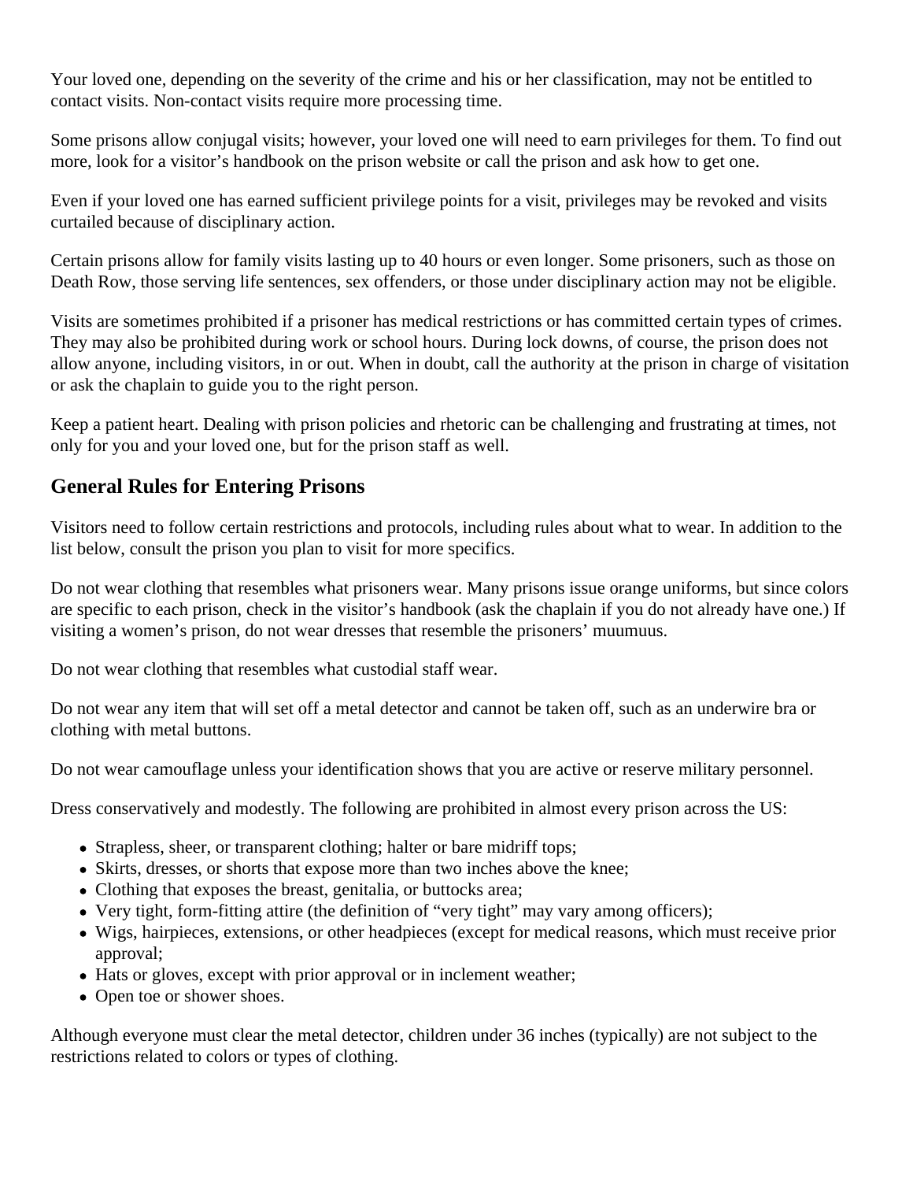Your loved one, depending on the severity of the crime and his or her classification, may not be entitled to contact visits. Non-contact visits require more processing time.

Some prisons allow conjugal visits; however, your loved one will need to earn privileges for them. To find out more, look for a visitor's handbook on the prison website or call the prison and ask how to get one.

Even if your loved one has earned sufficient privilege points for a visit, privileges may be revoked and visits curtailed because of disciplinary action.

Certain prisons allow for family visits lasting up to 40 hours or even longer. Some prisoners, such as those on Death Row, those serving life sentences, sex offenders, or those under disciplinary action may not be eligible.

Visits are sometimes prohibited if a prisoner has medical restrictions or has committed certain types of crimes. They may also be prohibited during work or school hours. During lock downs, of course, the prison does not allow anyone, including visitors, in or out. When in doubt, call the authority at the prison in charge of visitation or ask the chaplain to guide you to the right person.

Keep a patient heart. Dealing with prison policies and rhetoric can be challenging and frustrating at times, not only for you and your loved one, but for the prison staff as well.

## General Rules for Entering Prisons

Visitors need to follow certain restrictions and protocols, including rules about what to wear. In addition to the list below, consult the prison you plan to visit for more specifics.

Do not wear clothing that resembles what prisoners wear. Many prisons issue orange uniforms, but since colors are specific to each prison, check in the visitor's handbook (ask the chaplain if you do not already have one.) If visiting a women's prison, do not wear dresses that resemble the prisoners' muumuus.

Do not wear clothing that resembles what custodial staff wear.

Do not wear any item that will set off a metal detector and cannot be taken off, such as an underwire bra or clothing with metal buttons.

Do not wear camouflage unless your identification shows that you are active or reserve military personnel.

Dress conservatively and modestly. The following are prohibited in almost every prison across the US:

- Strapless, sheer, or transparent clothing; halter or bare midriff tops;
- Skirts, dresses, or shorts that expose more than two inches above the knee;
- Clothing that exposes the breast, genitalia, or buttocks area;
- Very tight, form-fitting attire (the definition of "very tight" may vary among officers);
- Wigs, hairpieces, extensions, or other headpieces (except for medical reasons, which must receive prior approval;
- Hats or gloves, except with prior approval or in inclement weather;
- Open toe or shower shoes.

Although everyone must clear the metal detector, children under 36 inches (typically) are not subject to the restrictions related to colors or types of clothing.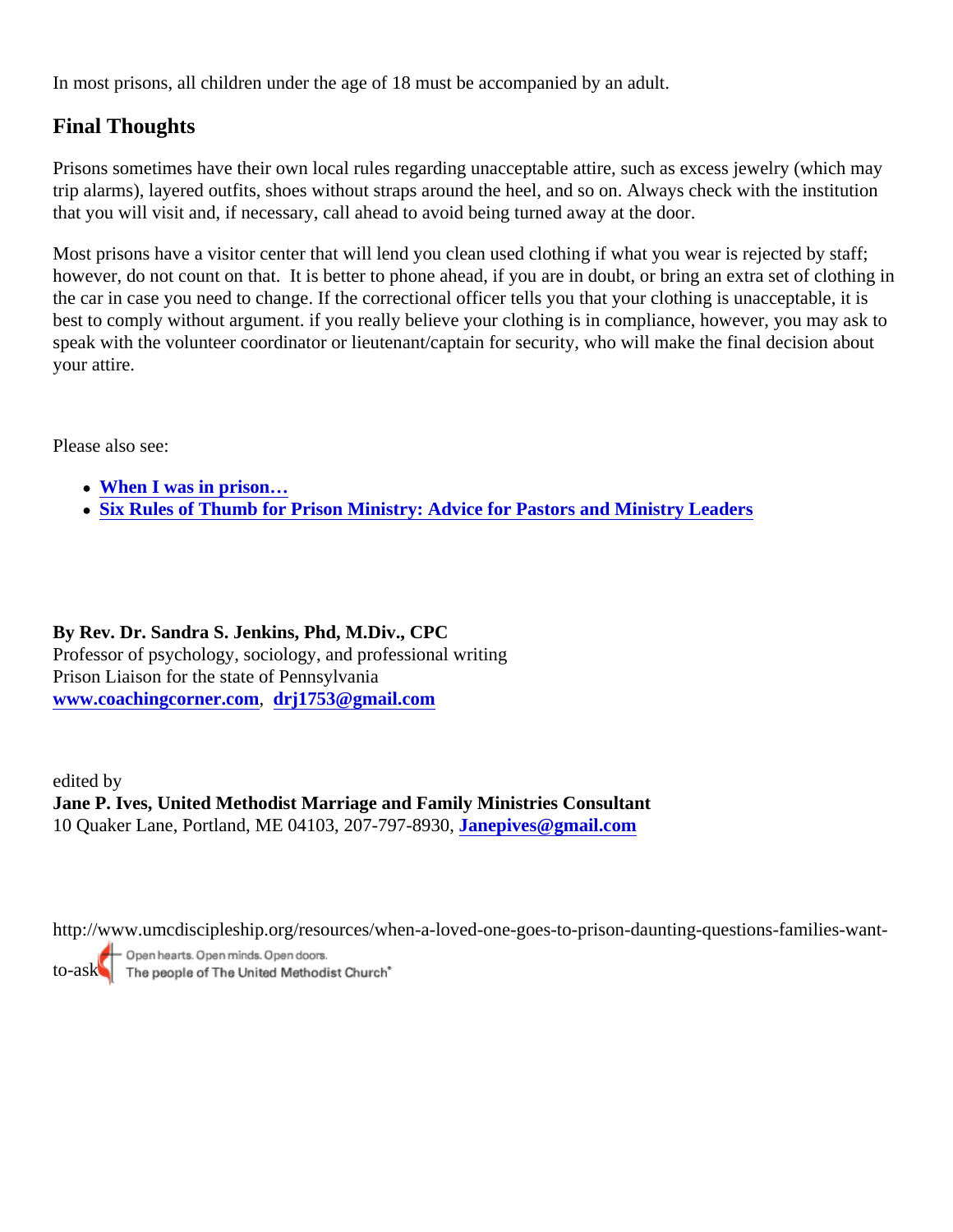In most prisons, all children under the age of 18 must be accompanied by an adult.

## Final Thoughts

Prisons sometimes have their own local rules regarding unacceptable attire, such as excess jewelry (which may trip alarms), layered outfits, shoes without straps around the heel, and so on. Always check with the institution that you will visit and, if necessary, call ahead to avoid being turned away at the door.

Most prisons have a visitor center that will lend you clean used clothing if what you wear is rejected by staff; however, do not count on that. It is better to phone ahead, if you are in doubt, or bring an extra set of clothing in the car in case you need to change. If the correctional officer tells you that your clothing is unacceptable, it is best to comply without argument. if you really believe your clothing is in compliance, however, you may ask to speak with the volunteer coordinator or lieutenant/captain for security, who will make the final decision about your attire.

Please also see:

- **When I was in prison…**
- **Six Rules of Thumb for Prison Ministry: Advice for Pastors and Ministry Leaders**

**By Rev. Dr. Sandra S. Jenkins, Phd, M.Div., CPC**
Professor of psychology, sociology, and professional writing
Prison Liaison for the state of Pennsylvania
**www.coachingcorner.com**, **drj1753@gmail.com**

edited by
**Jane P. Ives, United Methodist Marriage and Family Ministries Consultant**
10 Quaker Lane, Portland, ME 04103, 207-797-8930, **Janepives@gmail.com**

http://www.umcdiscipleship.org/resources/when-a-loved-one-goes-to-prison-daunting-questions-families-want-to-ask

Open hearts. Open minds. Open doors.
The people of The United Methodist Church®